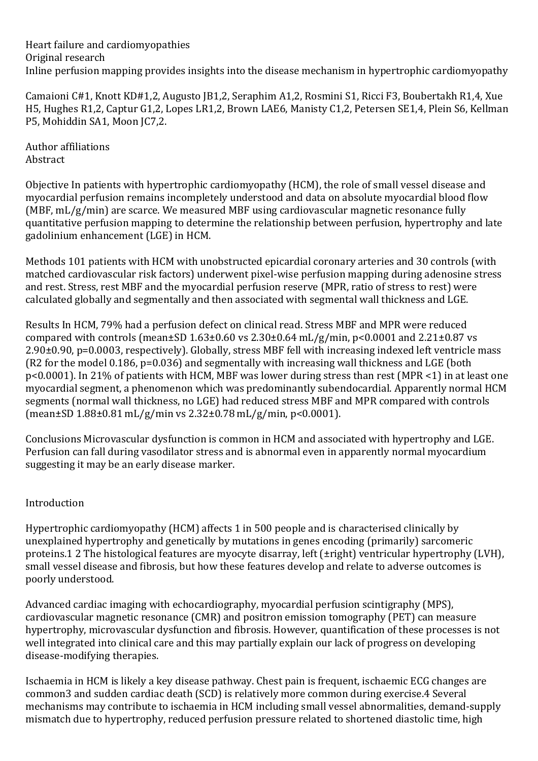Heart failure and cardiomyopathies

Original research

# Inline perfusion mapping provides insights into the disease mechanism in hypertrophic cardiomyopathy

Camaioni C#1, Knott KD#1,2, Augusto JB1,2, Seraphim A1,2, Rosmini S1, Ricci F3, Boubertakh R1,4, Xue H5, Hughes R1,2, Captur G1,2, Lopes LR1,2, Brown LAE6, Manisty C1,2, Petersen SE1,4, Plein S6, Kellman P5, Mohiddin SA1, Moon JC7,2.

Author affiliations

## Abstract

**Objective** In patients with hypertrophic cardiomyopathy (HCM), the role of small vessel disease and myocardial perfusion remains incompletely understood and data on absolute myocardial blood flow (MBF, mL/g/min) are scarce. We measured MBF using cardiovascular magnetic resonance fully quantitative perfusion mapping to determine the relationship between perfusion, hypertrophy and late gadolinium enhancement (LGE) in HCM.

**Methods** 101 patients with HCM with unobstructed epicardial coronary arteries and 30 controls (with matched cardiovascular risk factors) underwent pixel-wise perfusion mapping during adenosine stress and rest. Stress, rest MBF and the myocardial perfusion reserve (MPR, ratio of stress to rest) were calculated globally and segmentally and then associated with segmental wall thickness and LGE.

**Results** In HCM, 79% had a perfusion defect on clinical read. Stress MBF and MPR were reduced compared with controls (mean±SD 1.63±0.60 vs 2.30±0.64 mL/g/min, $p<0.0001$ and 2.21±0.87 vs 2.90±0.90, $p=0.0003$, respectively). Globally, stress MBF fell with increasing indexed left ventricle mass ($R^2$ for the model 0.186, $p=0.036$) and segmentally with increasing wall thickness and LGE (both $p<0.0001$). In 21% of patients with HCM, MBF was lower during stress than rest (MPR <1) in at least one myocardial segment, a phenomenon which was predominantly subendocardial. Apparently normal HCM segments (normal wall thickness, no LGE) had reduced stress MBF and MPR compared with controls (mean±SD 1.88±0.81 mL/g/min vs 2.32±0.78 mL/g/min, $p<0.0001$).

**Conclusions** Microvascular dysfunction is common in HCM and associated with hypertrophy and LGE. Perfusion can fall during vasodilator stress and is abnormal even in apparently normal myocardium suggesting it may be an early disease marker.

## Introduction

Hypertrophic cardiomyopathy (HCM) affects 1 in 500 people and is characterised clinically by unexplained hypertrophy and genetically by mutations in genes encoding (primarily) sarcomeric proteins.[1 2] The histological features are myocyte disarray, left (±right) ventricular hypertrophy (LVH), small vessel disease and fibrosis, but how these features develop and relate to adverse outcomes is poorly understood.

Advanced cardiac imaging with echocardiography, myocardial perfusion scintigraphy (MPS), cardiovascular magnetic resonance (CMR) and positron emission tomography (PET) can measure hypertrophy, microvascular dysfunction and fibrosis. However, quantification of these processes is not well integrated into clinical care and this may partially explain our lack of progress on developing disease-modifying therapies.

Ischaemia in HCM is likely a key disease pathway. Chest pain is frequent, ischaemic ECG changes are common[3] and sudden cardiac death (SCD) is relatively more common during exercise.[4] Several mechanisms may contribute to ischaemia in HCM including small vessel abnormalities, demand-supply mismatch due to hypertrophy, reduced perfusion pressure related to shortened diastolic time, high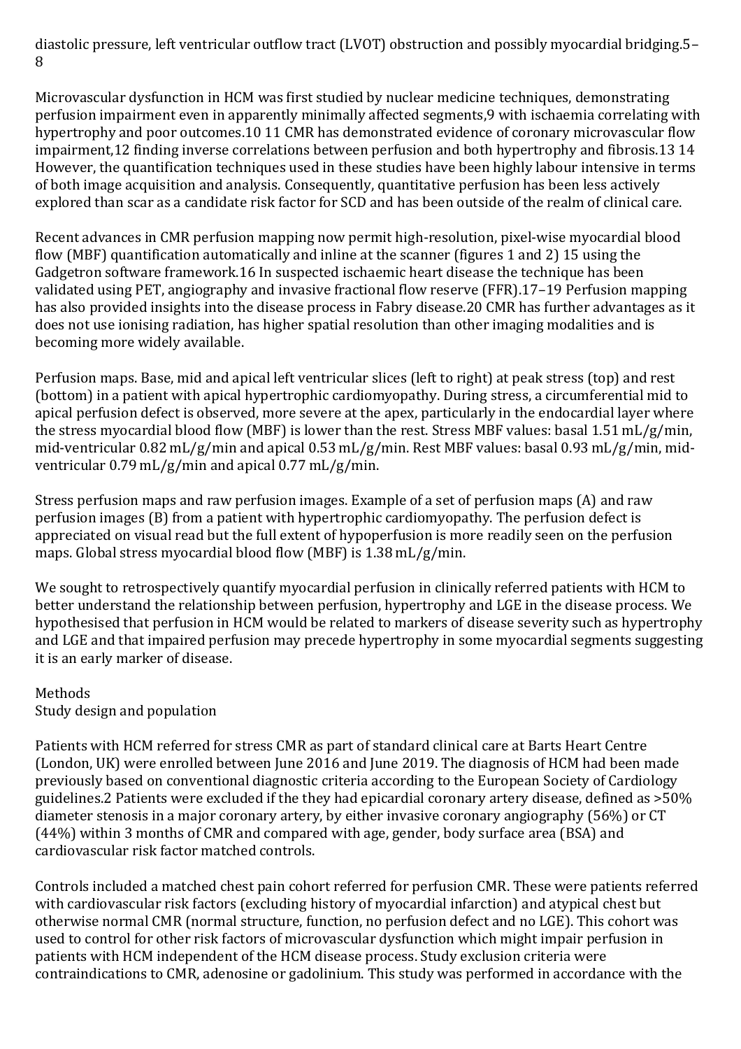diastolic pressure, left ventricular outflow tract (LVOT) obstruction and possibly myocardial bridging.[5–8]

Microvascular dysfunction in HCM was first studied by nuclear medicine techniques, demonstrating perfusion impairment even in apparently minimally affected segments,[9] with ischaemia correlating with hypertrophy and poor outcomes.[10 11] CMR has demonstrated evidence of coronary microvascular flow impairment,[12] finding inverse correlations between perfusion and both hypertrophy and fibrosis.[13 14] However, the quantification techniques used in these studies have been highly labour intensive in terms of both image acquisition and analysis. Consequently, quantitative perfusion has been less actively explored than scar as a candidate risk factor for SCD and has been outside of the realm of clinical care.

Recent advances in CMR perfusion mapping now permit high-resolution, pixel-wise myocardial blood flow (MBF) quantification automatically and inline at the scanner (figures 1 and 2) [15] using the Gadgetron software framework.[16] In suspected ischaemic heart disease the technique has been validated using PET, angiography and invasive fractional flow reserve (FFR).[17–19] Perfusion mapping has also provided insights into the disease process in Fabry disease.[20] CMR has further advantages as it does not use ionising radiation, has higher spatial resolution than other imaging modalities and is becoming more widely available.

Perfusion maps. Base, mid and apical left ventricular slices (left to right) at peak stress (top) and rest (bottom) in a patient with apical hypertrophic cardiomyopathy. During stress, a circumferential mid to apical perfusion defect is observed, more severe at the apex, particularly in the endocardial layer where the stress myocardial blood flow (MBF) is lower than the rest. Stress MBF values: basal 1.51 mL/g/min, mid-ventricular 0.82 mL/g/min and apical 0.53 mL/g/min. Rest MBF values: basal 0.93 mL/g/min, mid-ventricular 0.79 mL/g/min and apical 0.77 mL/g/min.

Stress perfusion maps and raw perfusion images. Example of a set of perfusion maps (A) and raw perfusion images (B) from a patient with hypertrophic cardiomyopathy. The perfusion defect is appreciated on visual read but the full extent of hypoperfusion is more readily seen on the perfusion maps. Global stress myocardial blood flow (MBF) is 1.38 mL/g/min.

We sought to retrospectively quantify myocardial perfusion in clinically referred patients with HCM to better understand the relationship between perfusion, hypertrophy and LGE in the disease process. We hypothesised that perfusion in HCM would be related to markers of disease severity such as hypertrophy and LGE and that impaired perfusion may precede hypertrophy in some myocardial segments suggesting it is an early marker of disease.

## Methods

### Study design and population

Patients with HCM referred for stress CMR as part of standard clinical care at Barts Heart Centre (London, UK) were enrolled between June 2016 and June 2019. The diagnosis of HCM had been made previously based on conventional diagnostic criteria according to the European Society of Cardiology guidelines.[2] Patients were excluded if the they had epicardial coronary artery disease, defined as >50% diameter stenosis in a major coronary artery, by either invasive coronary angiography (56%) or CT (44%) within 3 months of CMR and compared with age, gender, body surface area (BSA) and cardiovascular risk factor matched controls.

Controls included a matched chest pain cohort referred for perfusion CMR. These were patients referred with cardiovascular risk factors (excluding history of myocardial infarction) and atypical chest but otherwise normal CMR (normal structure, function, no perfusion defect and no LGE). This cohort was used to control for other risk factors of microvascular dysfunction which might impair perfusion in patients with HCM independent of the HCM disease process. Study exclusion criteria were contraindications to CMR, adenosine or gadolinium. This study was performed in accordance with the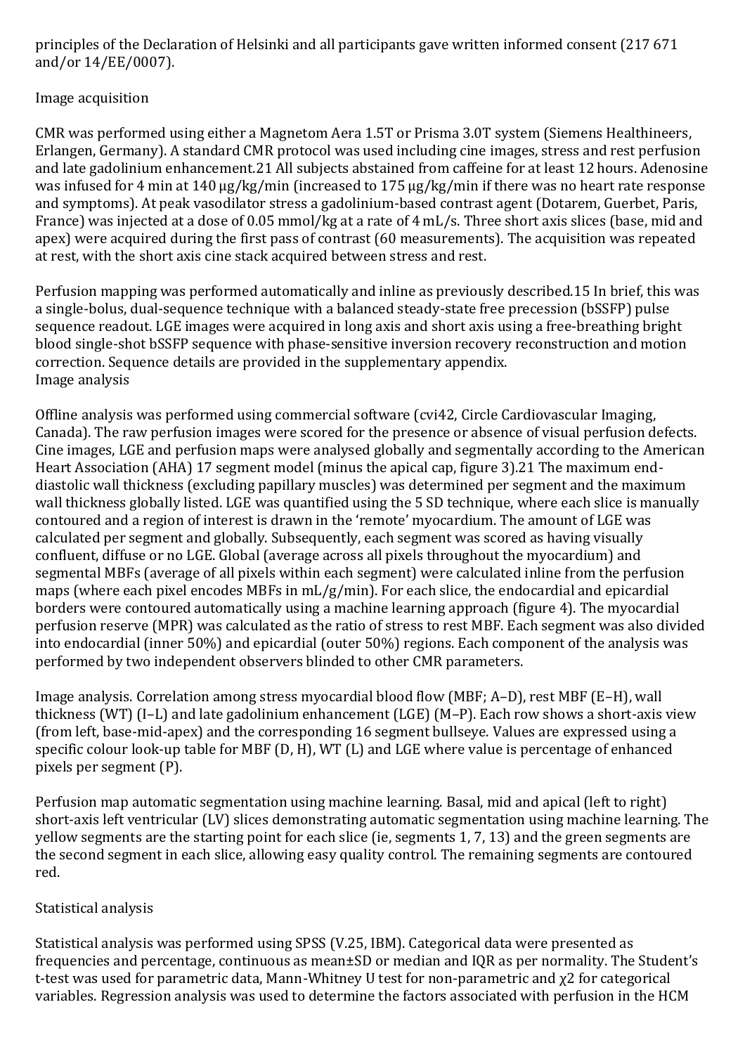principles of the Declaration of Helsinki and all participants gave written informed consent (217 671 and/or 14/EE/0007).

## Image acquisition

CMR was performed using either a Magnetom Aera 1.5T or Prisma 3.0T system (Siemens Healthineers, Erlangen, Germany). A standard CMR protocol was used including cine images, stress and rest perfusion and late gadolinium enhancement.21 All subjects abstained from caffeine for at least 12 hours. Adenosine was infused for 4 min at 140 µg/kg/min (increased to 175 µg/kg/min if there was no heart rate response and symptoms). At peak vasodilator stress a gadolinium-based contrast agent (Dotarem, Guerbet, Paris, France) was injected at a dose of 0.05 mmol/kg at a rate of 4 mL/s. Three short axis slices (base, mid and apex) were acquired during the first pass of contrast (60 measurements). The acquisition was repeated at rest, with the short axis cine stack acquired between stress and rest.

Perfusion mapping was performed automatically and inline as previously described.15 In brief, this was a single-bolus, dual-sequence technique with a balanced steady-state free precession (bSSFP) pulse sequence readout. LGE images were acquired in long axis and short axis using a free-breathing bright blood single-shot bSSFP sequence with phase-sensitive inversion recovery reconstruction and motion correction. Sequence details are provided in the supplementary appendix.

## Image analysis

Offline analysis was performed using commercial software (cvi42, Circle Cardiovascular Imaging, Canada). The raw perfusion images were scored for the presence or absence of visual perfusion defects. Cine images, LGE and perfusion maps were analysed globally and segmentally according to the American Heart Association (AHA) 17 segment model (minus the apical cap, figure 3).21 The maximum end-diastolic wall thickness (excluding papillary muscles) was determined per segment and the maximum wall thickness globally listed. LGE was quantified using the 5 SD technique, where each slice is manually contoured and a region of interest is drawn in the 'remote' myocardium. The amount of LGE was calculated per segment and globally. Subsequently, each segment was scored as having visually confluent, diffuse or no LGE. Global (average across all pixels throughout the myocardium) and segmental MBFs (average of all pixels within each segment) were calculated inline from the perfusion maps (where each pixel encodes MBFs in mL/g/min). For each slice, the endocardial and epicardial borders were contoured automatically using a machine learning approach (figure 4). The myocardial perfusion reserve (MPR) was calculated as the ratio of stress to rest MBF. Each segment was also divided into endocardial (inner 50%) and epicardial (outer 50%) regions. Each component of the analysis was performed by two independent observers blinded to other CMR parameters.

Image analysis. Correlation among stress myocardial blood flow (MBF; A–D), rest MBF (E–H), wall thickness (WT) (I–L) and late gadolinium enhancement (LGE) (M–P). Each row shows a short-axis view (from left, base-mid-apex) and the corresponding 16 segment bullseye. Values are expressed using a specific colour look-up table for MBF (D, H), WT (L) and LGE where value is percentage of enhanced pixels per segment (P).

Perfusion map automatic segmentation using machine learning. Basal, mid and apical (left to right) short-axis left ventricular (LV) slices demonstrating automatic segmentation using machine learning. The yellow segments are the starting point for each slice (ie, segments 1, 7, 13) and the green segments are the second segment in each slice, allowing easy quality control. The remaining segments are contoured red.

## Statistical analysis

Statistical analysis was performed using SPSS (V.25, IBM). Categorical data were presented as frequencies and percentage, continuous as mean±SD or median and IQR as per normality. The Student's t-test was used for parametric data, Mann-Whitney U test for non-parametric and $\chi^2$ for categorical variables. Regression analysis was used to determine the factors associated with perfusion in the HCM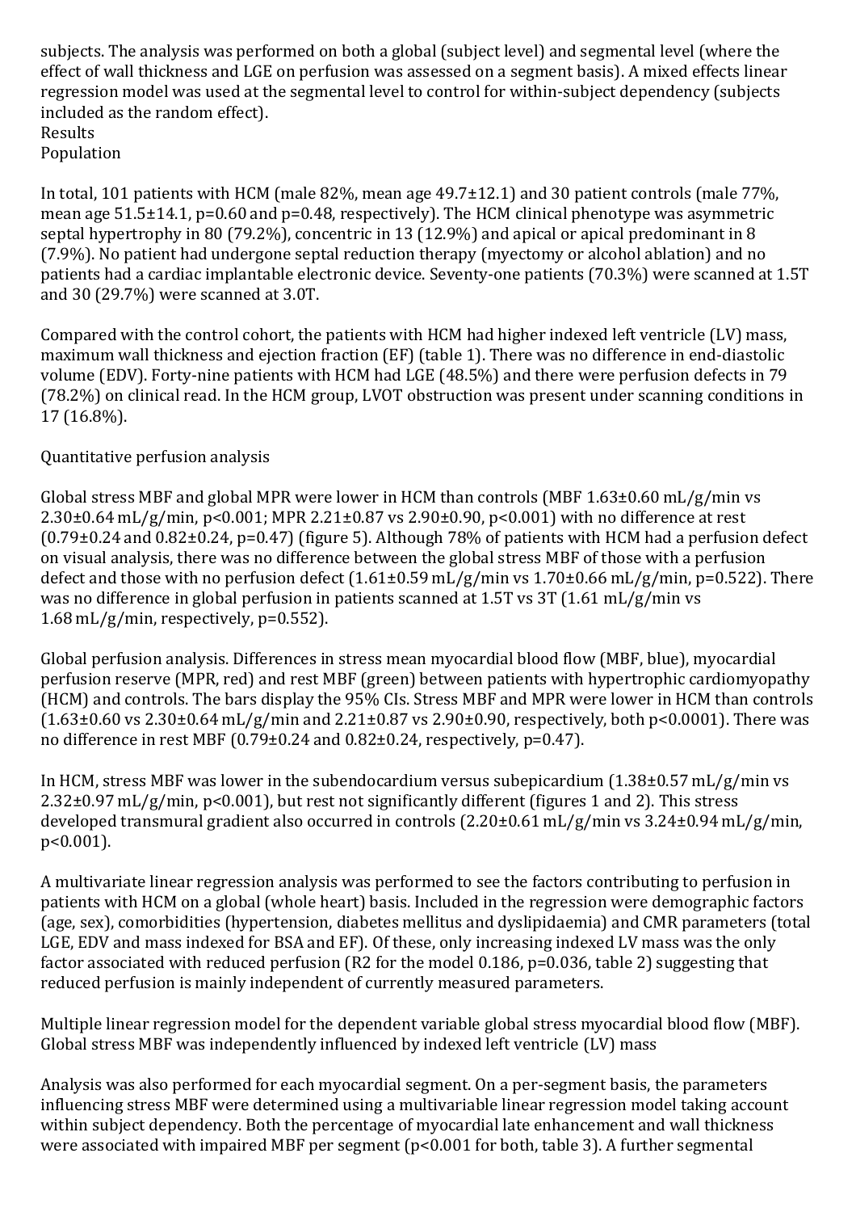subjects. The analysis was performed on both a global (subject level) and segmental level (where the effect of wall thickness and LGE on perfusion was assessed on a segment basis). A mixed effects linear regression model was used at the segmental level to control for within-subject dependency (subjects included as the random effect).

## Results

### Population

In total, 101 patients with HCM (male 82%, mean age 49.7±12.1) and 30 patient controls (male 77%, mean age 51.5±14.1, p=0.60 and p=0.48, respectively). The HCM clinical phenotype was asymmetric septal hypertrophy in 80 (79.2%), concentric in 13 (12.9%) and apical or apical predominant in 8 (7.9%). No patient had undergone septal reduction therapy (myectomy or alcohol ablation) and no patients had a cardiac implantable electronic device. Seventy-one patients (70.3%) were scanned at 1.5T and 30 (29.7%) were scanned at 3.0T.

Compared with the control cohort, the patients with HCM had higher indexed left ventricle (LV) mass, maximum wall thickness and ejection fraction (EF) (table 1). There was no difference in end-diastolic volume (EDV). Forty-nine patients with HCM had LGE (48.5%) and there were perfusion defects in 79 (78.2%) on clinical read. In the HCM group, LVOT obstruction was present under scanning conditions in 17 (16.8%).

### Quantitative perfusion analysis

Global stress MBF and global MPR were lower in HCM than controls (MBF 1.63±0.60 mL/g/min vs 2.30±0.64 mL/g/min, p<0.001; MPR 2.21±0.87 vs 2.90±0.90, p<0.001) with no difference at rest (0.79±0.24 and 0.82±0.24, p=0.47) (figure 5). Although 78% of patients with HCM had a perfusion defect on visual analysis, there was no difference between the global stress MBF of those with a perfusion defect and those with no perfusion defect (1.61±0.59 mL/g/min vs 1.70±0.66 mL/g/min, p=0.522). There was no difference in global perfusion in patients scanned at 1.5T vs 3T (1.61 mL/g/min vs 1.68 mL/g/min, respectively, p=0.552).

Global perfusion analysis. Differences in stress mean myocardial blood flow (MBF, blue), myocardial perfusion reserve (MPR, red) and rest MBF (green) between patients with hypertrophic cardiomyopathy (HCM) and controls. The bars display the 95% CIs. Stress MBF and MPR were lower in HCM than controls (1.63±0.60 vs 2.30±0.64 mL/g/min and 2.21±0.87 vs 2.90±0.90, respectively, both p<0.0001). There was no difference in rest MBF (0.79±0.24 and 0.82±0.24, respectively, p=0.47).

In HCM, stress MBF was lower in the subendocardium versus subepicardium (1.38±0.57 mL/g/min vs 2.32±0.97 mL/g/min, p<0.001), but rest not significantly different (figures 1 and 2). This stress developed transmural gradient also occurred in controls (2.20±0.61 mL/g/min vs 3.24±0.94 mL/g/min, p<0.001).

A multivariate linear regression analysis was performed to see the factors contributing to perfusion in patients with HCM on a global (whole heart) basis. Included in the regression were demographic factors (age, sex), comorbidities (hypertension, diabetes mellitus and dyslipidaemia) and CMR parameters (total LGE, EDV and mass indexed for BSA and EF). Of these, only increasing indexed LV mass was the only factor associated with reduced perfusion ($R^2$ for the model 0.186, p=0.036, table 2) suggesting that reduced perfusion is mainly independent of currently measured parameters.

Multiple linear regression model for the dependent variable global stress myocardial blood flow (MBF). Global stress MBF was independently influenced by indexed left ventricle (LV) mass

Analysis was also performed for each myocardial segment. On a per-segment basis, the parameters influencing stress MBF were determined using a multivariable linear regression model taking account within subject dependency. Both the percentage of myocardial late enhancement and wall thickness were associated with impaired MBF per segment (p<0.001 for both, table 3). A further segmental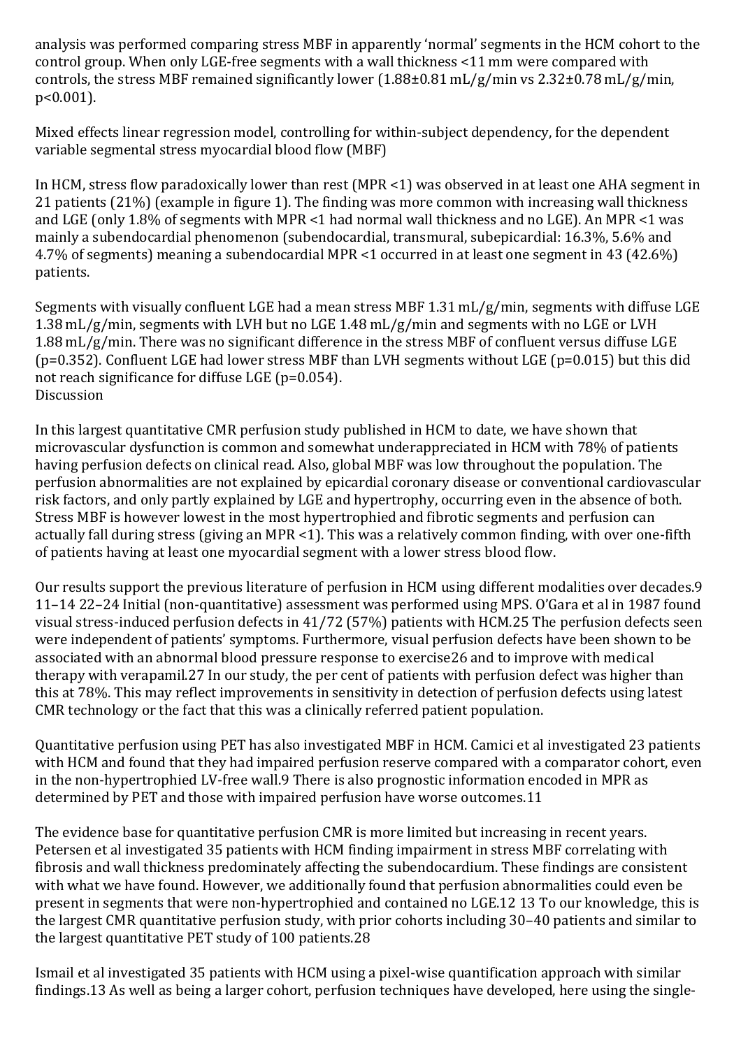analysis was performed comparing stress MBF in apparently 'normal' segments in the HCM cohort to the control group. When only LGE-free segments with a wall thickness <11 mm were compared with controls, the stress MBF remained significantly lower (1.88±0.81 mL/g/min vs 2.32±0.78 mL/g/min, $p<0.001$).

Mixed effects linear regression model, controlling for within-subject dependency, for the dependent variable segmental stress myocardial blood flow (MBF)

In HCM, stress flow paradoxically lower than rest (MPR <1) was observed in at least one AHA segment in 21 patients (21%) (example in figure 1). The finding was more common with increasing wall thickness and LGE (only 1.8% of segments with MPR <1 had normal wall thickness and no LGE). An MPR <1 was mainly a subendocardial phenomenon (subendocardial, transmural, subepicardial: 16.3%, 5.6% and 4.7% of segments) meaning a subendocardial MPR <1 occurred in at least one segment in 43 (42.6%) patients.

Segments with visually confluent LGE had a mean stress MBF 1.31 mL/g/min, segments with diffuse LGE 1.38 mL/g/min, segments with LVH but no LGE 1.48 mL/g/min and segments with no LGE or LVH 1.88 mL/g/min. There was no significant difference in the stress MBF of confluent versus diffuse LGE ($p=0.352$). Confluent LGE had lower stress MBF than LVH segments without LGE ($p=0.015$) but this did not reach significance for diffuse LGE ($p=0.054$).

## Discussion

In this largest quantitative CMR perfusion study published in HCM to date, we have shown that microvascular dysfunction is common and somewhat underappreciated in HCM with 78% of patients having perfusion defects on clinical read. Also, global MBF was low throughout the population. The perfusion abnormalities are not explained by epicardial coronary disease or conventional cardiovascular risk factors, and only partly explained by LGE and hypertrophy, occurring even in the absence of both. Stress MBF is however lowest in the most hypertrophied and fibrotic segments and perfusion can actually fall during stress (giving an MPR <1). This was a relatively common finding, with over one-fifth of patients having at least one myocardial segment with a lower stress blood flow.

Our results support the previous literature of perfusion in HCM using different modalities over decades.[9 11–14 22–24] Initial (non-quantitative) assessment was performed using MPS. O'Gara et al in 1987 found visual stress-induced perfusion defects in 41/72 (57%) patients with HCM.[25] The perfusion defects seen were independent of patients' symptoms. Furthermore, visual perfusion defects have been shown to be associated with an abnormal blood pressure response to exercise[26] and to improve with medical therapy with verapamil.[27] In our study, the per cent of patients with perfusion defect was higher than this at 78%. This may reflect improvements in sensitivity in detection of perfusion defects using latest CMR technology or the fact that this was a clinically referred patient population.

Quantitative perfusion using PET has also investigated MBF in HCM. Camici et al investigated 23 patients with HCM and found that they had impaired perfusion reserve compared with a comparator cohort, even in the non-hypertrophied LV-free wall.[9] There is also prognostic information encoded in MPR as determined by PET and those with impaired perfusion have worse outcomes.[11]

The evidence base for quantitative perfusion CMR is more limited but increasing in recent years. Petersen et al investigated 35 patients with HCM finding impairment in stress MBF correlating with fibrosis and wall thickness predominately affecting the subendocardium. These findings are consistent with what we have found. However, we additionally found that perfusion abnormalities could even be present in segments that were non-hypertrophied and contained no LGE.[12 13] To our knowledge, this is the largest CMR quantitative perfusion study, with prior cohorts including 30–40 patients and similar to the largest quantitative PET study of 100 patients.[28]

Ismail et al investigated 35 patients with HCM using a pixel-wise quantification approach with similar findings.[13] As well as being a larger cohort, perfusion techniques have developed, here using the single-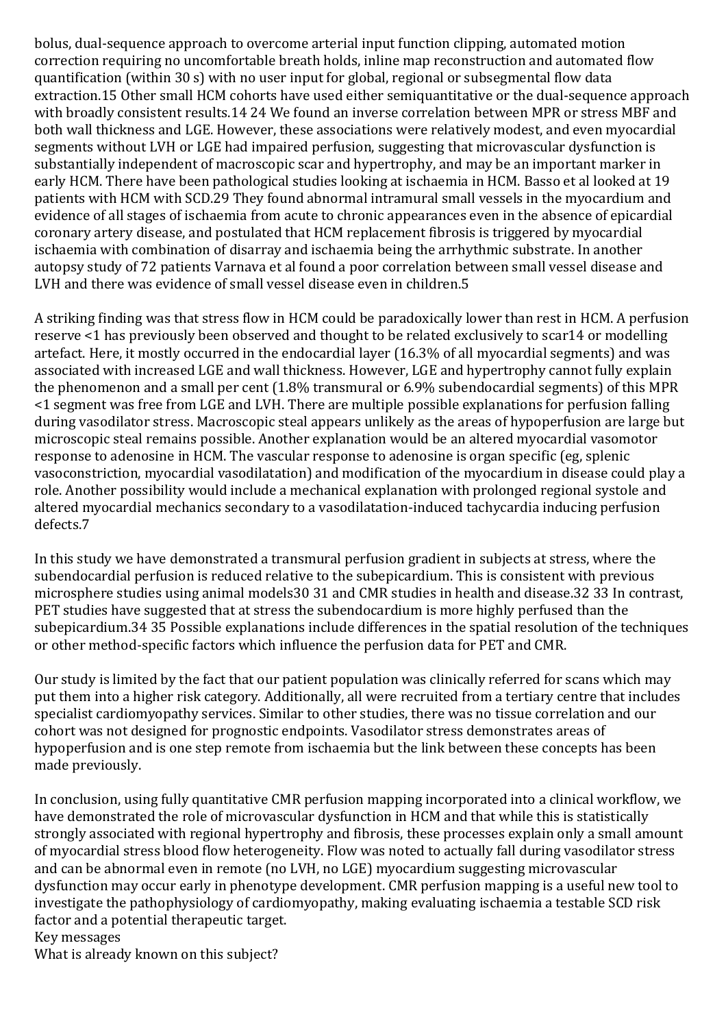bolus, dual-sequence approach to overcome arterial input function clipping, automated motion correction requiring no uncomfortable breath holds, inline map reconstruction and automated flow quantification (within 30 s) with no user input for global, regional or subsegmental flow data extraction.[15] Other small HCM cohorts have used either semiquantitative or the dual-sequence approach with broadly consistent results.[14 24] We found an inverse correlation between MPR or stress MBF and both wall thickness and LGE. However, these associations were relatively modest, and even myocardial segments without LVH or LGE had impaired perfusion, suggesting that microvascular dysfunction is substantially independent of macroscopic scar and hypertrophy, and may be an important marker in early HCM. There have been pathological studies looking at ischaemia in HCM. Basso et al looked at 19 patients with HCM with SCD.[29] They found abnormal intramural small vessels in the myocardium and evidence of all stages of ischaemia from acute to chronic appearances even in the absence of epicardial coronary artery disease, and postulated that HCM replacement fibrosis is triggered by myocardial ischaemia with combination of disarray and ischaemia being the arrhythmic substrate. In another autopsy study of 72 patients Varnava et al found a poor correlation between small vessel disease and LVH and there was evidence of small vessel disease even in children.[5]

A striking finding was that stress flow in HCM could be paradoxically lower than rest in HCM. A perfusion reserve <1 has previously been observed and thought to be related exclusively to scar[14] or modelling artefact. Here, it mostly occurred in the endocardial layer (16.3% of all myocardial segments) and was associated with increased LGE and wall thickness. However, LGE and hypertrophy cannot fully explain the phenomenon and a small per cent (1.8% transmural or 6.9% subendocardial segments) of this MPR <1 segment was free from LGE and LVH. There are multiple possible explanations for perfusion falling during vasodilator stress. Macroscopic steal appears unlikely as the areas of hypoperfusion are large but microscopic steal remains possible. Another explanation would be an altered myocardial vasomotor response to adenosine in HCM. The vascular response to adenosine is organ specific (eg, splenic vasoconstriction, myocardial vasodilatation) and modification of the myocardium in disease could play a role. Another possibility would include a mechanical explanation with prolonged regional systole and altered myocardial mechanics secondary to a vasodilatation-induced tachycardia inducing perfusion defects.[7]

In this study we have demonstrated a transmural perfusion gradient in subjects at stress, where the subendocardial perfusion is reduced relative to the subepicardium. This is consistent with previous microsphere studies using animal models[30 31] and CMR studies in health and disease.[32 33] In contrast, PET studies have suggested that at stress the subendocardium is more highly perfused than the subepicardium.[34 35] Possible explanations include differences in the spatial resolution of the techniques or other method-specific factors which influence the perfusion data for PET and CMR.

Our study is limited by the fact that our patient population was clinically referred for scans which may put them into a higher risk category. Additionally, all were recruited from a tertiary centre that includes specialist cardiomyopathy services. Similar to other studies, there was no tissue correlation and our cohort was not designed for prognostic endpoints. Vasodilator stress demonstrates areas of hypoperfusion and is one step remote from ischaemia but the link between these concepts has been made previously.

In conclusion, using fully quantitative CMR perfusion mapping incorporated into a clinical workflow, we have demonstrated the role of microvascular dysfunction in HCM and that while this is statistically strongly associated with regional hypertrophy and fibrosis, these processes explain only a small amount of myocardial stress blood flow heterogeneity. Flow was noted to actually fall during vasodilator stress and can be abnormal even in remote (no LVH, no LGE) myocardium suggesting microvascular dysfunction may occur early in phenotype development. CMR perfusion mapping is a useful new tool to investigate the pathophysiology of cardiomyopathy, making evaluating ischaemia a testable SCD risk factor and a potential therapeutic target.

## Key messages

### What is already known on this subject?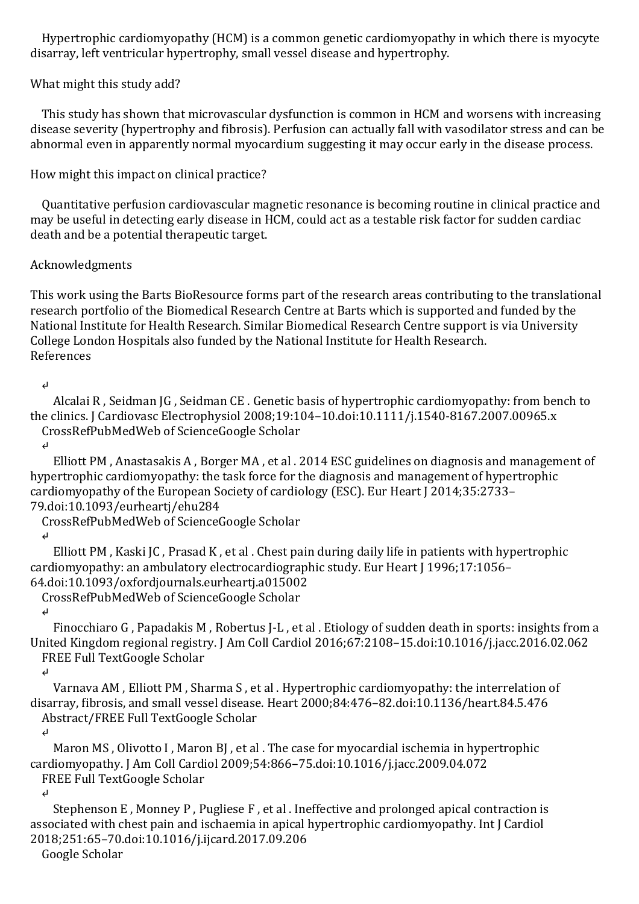Hypertrophic cardiomyopathy (HCM) is a common genetic cardiomyopathy in which there is myocyte disarray, left ventricular hypertrophy, small vessel disease and hypertrophy.

What might this study add?

This study has shown that microvascular dysfunction is common in HCM and worsens with increasing disease severity (hypertrophy and fibrosis). Perfusion can actually fall with vasodilator stress and can be abnormal even in apparently normal myocardium suggesting it may occur early in the disease process.

How might this impact on clinical practice?

Quantitative perfusion cardiovascular magnetic resonance is becoming routine in clinical practice and may be useful in detecting early disease in HCM, could act as a testable risk factor for sudden cardiac death and be a potential therapeutic target.

## Acknowledgments

This work using the Barts BioResource forms part of the research areas contributing to the translational research portfolio of the Biomedical Research Centre at Barts which is supported and funded by the National Institute for Health Research. Similar Biomedical Research Centre support is via University College London Hospitals also funded by the National Institute for Health Research.

## References

↵
Alcalai R , Seidman JG , Seidman CE . Genetic basis of hypertrophic cardiomyopathy: from bench to the clinics. J Cardiovasc Electrophysiol 2008;19:104–10.doi:10.1111/j.1540-8167.2007.00965.x
CrossRefPubMedWeb of ScienceGoogle Scholar

↵
Elliott PM , Anastasakis A , Borger MA , et al . 2014 ESC guidelines on diagnosis and management of hypertrophic cardiomyopathy: the task force for the diagnosis and management of hypertrophic cardiomyopathy of the European Society of cardiology (ESC). Eur Heart J 2014;35:2733–79.doi:10.1093/eurheartj/ehu284
CrossRefPubMedWeb of ScienceGoogle Scholar

↵
Elliott PM , Kaski JC , Prasad K , et al . Chest pain during daily life in patients with hypertrophic cardiomyopathy: an ambulatory electrocardiographic study. Eur Heart J 1996;17:1056–64.doi:10.1093/oxfordjournals.eurheartj.a015002
CrossRefPubMedWeb of ScienceGoogle Scholar

↵
Finocchiaro G , Papadakis M , Robertus J-L , et al . Etiology of sudden death in sports: insights from a United Kingdom regional registry. J Am Coll Cardiol 2016;67:2108–15.doi:10.1016/j.jacc.2016.02.062
FREE Full TextGoogle Scholar

↵
Varnava AM , Elliott PM , Sharma S , et al . Hypertrophic cardiomyopathy: the interrelation of disarray, fibrosis, and small vessel disease. Heart 2000;84:476–82.doi:10.1136/heart.84.5.476
Abstract/FREE Full TextGoogle Scholar

↵
Maron MS , Olivotto I , Maron BJ , et al . The case for myocardial ischemia in hypertrophic cardiomyopathy. J Am Coll Cardiol 2009;54:866–75.doi:10.1016/j.jacc.2009.04.072
FREE Full TextGoogle Scholar

↵
Stephenson E , Monney P , Pugliese F , et al . Ineffective and prolonged apical contraction is associated with chest pain and ischaemia in apical hypertrophic cardiomyopathy. Int J Cardiol 2018;251:65–70.doi:10.1016/j.ijcard.2017.09.206
Google Scholar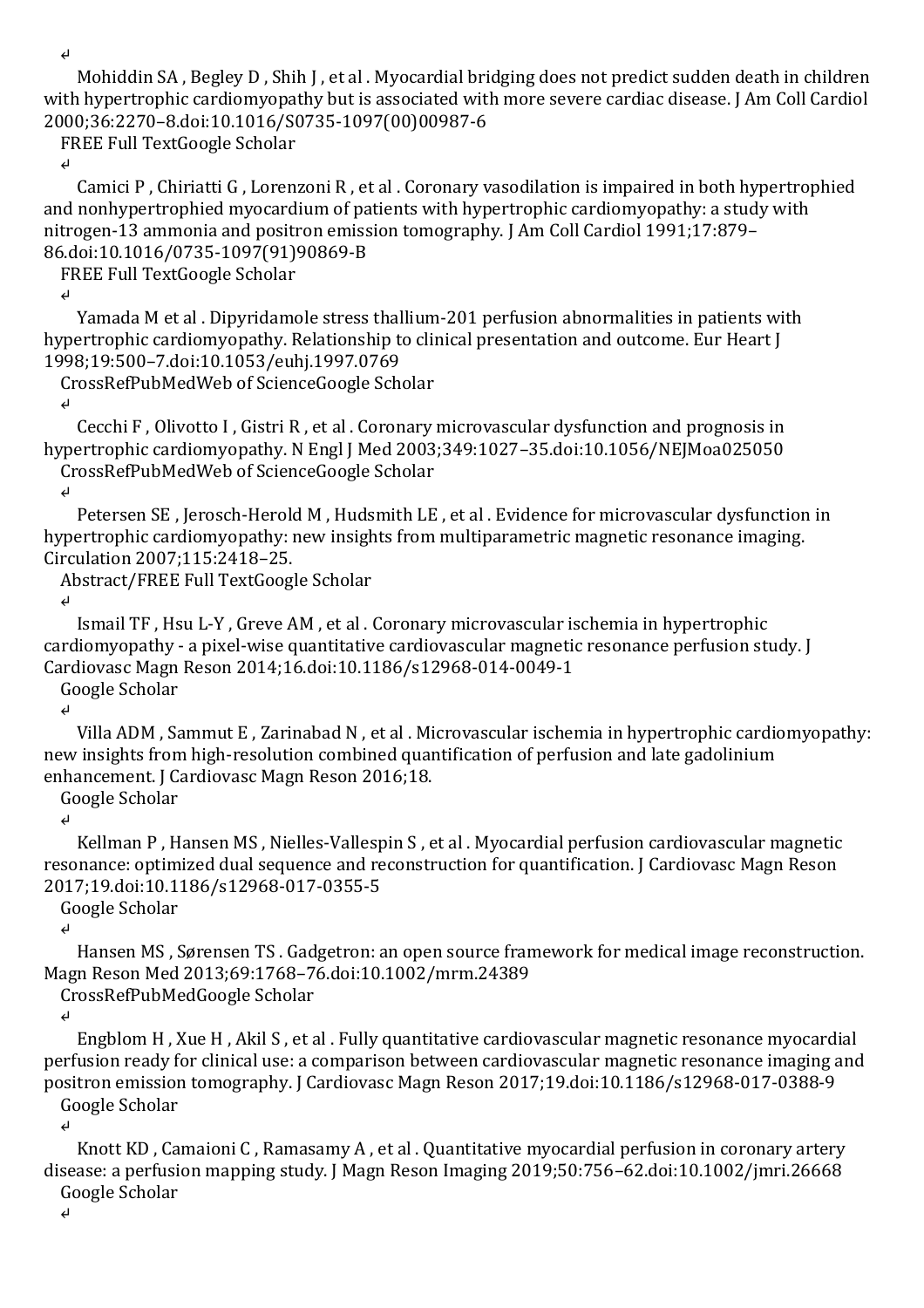Mohiddin SA , Begley D , Shih J , et al . Myocardial bridging does not predict sudden death in children with hypertrophic cardiomyopathy but is associated with more severe cardiac disease. J Am Coll Cardiol 2000;36:2270–8.doi:10.1016/S0735-1097(00)00987-6

FREE Full TextGoogle Scholar

Camici P , Chiriatti G , Lorenzoni R , et al . Coronary vasodilation is impaired in both hypertrophied and nonhypertrophied myocardium of patients with hypertrophic cardiomyopathy: a study with nitrogen-13 ammonia and positron emission tomography. J Am Coll Cardiol 1991;17:879–86.doi:10.1016/0735-1097(91)90869-B

FREE Full TextGoogle Scholar

Yamada M et al . Dipyridamole stress thallium-201 perfusion abnormalities in patients with hypertrophic cardiomyopathy. Relationship to clinical presentation and outcome. Eur Heart J 1998;19:500–7.doi:10.1053/euhj.1997.0769

CrossRefPubMedWeb of ScienceGoogle Scholar

Cecchi F , Olivotto I , Gistri R , et al . Coronary microvascular dysfunction and prognosis in hypertrophic cardiomyopathy. N Engl J Med 2003;349:1027–35.doi:10.1056/NEJMoa025050

CrossRefPubMedWeb of ScienceGoogle Scholar

Petersen SE , Jerosch-Herold M , Hudsmith LE , et al . Evidence for microvascular dysfunction in hypertrophic cardiomyopathy: new insights from multiparametric magnetic resonance imaging. Circulation 2007;115:2418–25.

Abstract/FREE Full TextGoogle Scholar

Ismail TF , Hsu L-Y , Greve AM , et al . Coronary microvascular ischemia in hypertrophic cardiomyopathy - a pixel-wise quantitative cardiovascular magnetic resonance perfusion study. J Cardiovasc Magn Reson 2014;16.doi:10.1186/s12968-014-0049-1

Google Scholar

Villa ADM , Sammut E , Zarinabad N , et al . Microvascular ischemia in hypertrophic cardiomyopathy: new insights from high-resolution combined quantification of perfusion and late gadolinium enhancement. J Cardiovasc Magn Reson 2016;18.

Google Scholar

Kellman P , Hansen MS , Nielles-Vallespin S , et al . Myocardial perfusion cardiovascular magnetic resonance: optimized dual sequence and reconstruction for quantification. J Cardiovasc Magn Reson 2017;19.doi:10.1186/s12968-017-0355-5

Google Scholar

Hansen MS , Sørensen TS . Gadgetron: an open source framework for medical image reconstruction. Magn Reson Med 2013;69:1768–76.doi:10.1002/mrm.24389

CrossRefPubMedGoogle Scholar

Engblom H , Xue H , Akil S , et al . Fully quantitative cardiovascular magnetic resonance myocardial perfusion ready for clinical use: a comparison between cardiovascular magnetic resonance imaging and positron emission tomography. J Cardiovasc Magn Reson 2017;19.doi:10.1186/s12968-017-0388-9

Google Scholar

Knott KD , Camaioni C , Ramasamy A , et al . Quantitative myocardial perfusion in coronary artery disease: a perfusion mapping study. J Magn Reson Imaging 2019;50:756–62.doi:10.1002/jmri.26668

Google Scholar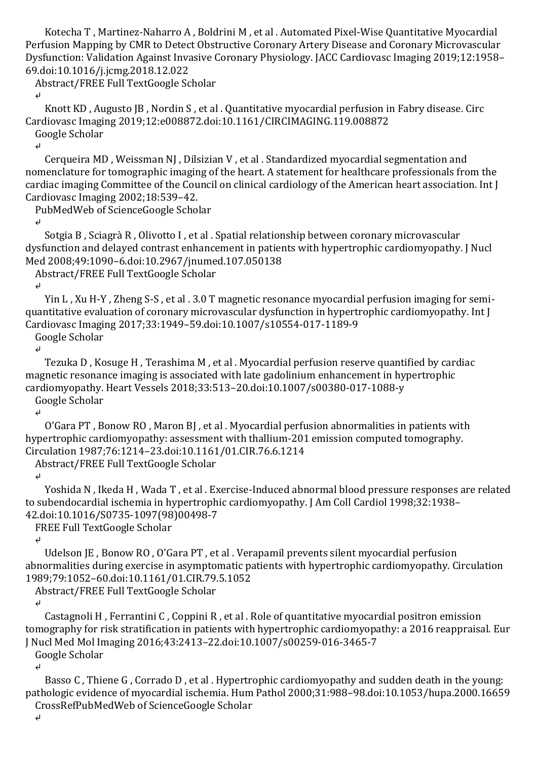Kotecha T , Martinez-Naharro A , Boldrini M , et al . Automated Pixel-Wise Quantitative Myocardial Perfusion Mapping by CMR to Detect Obstructive Coronary Artery Disease and Coronary Microvascular Dysfunction: Validation Against Invasive Coronary Physiology. JACC Cardiovasc Imaging 2019;12:1958–69.doi:10.1016/j.jcmg.2018.12.022
Abstract/FREE Full TextGoogle Scholar

Knott KD , Augusto JB , Nordin S , et al . Quantitative myocardial perfusion in Fabry disease. Circ Cardiovasc Imaging 2019;12:e008872.doi:10.1161/CIRCIMAGING.119.008872
Google Scholar

Cerqueira MD , Weissman NJ , Dilsizian V , et al . Standardized myocardial segmentation and nomenclature for tomographic imaging of the heart. A statement for healthcare professionals from the cardiac imaging Committee of the Council on clinical cardiology of the American heart association. Int J Cardiovasc Imaging 2002;18:539–42.
PubMedWeb of ScienceGoogle Scholar

Sotgia B , Sciagrà R , Olivotto I , et al . Spatial relationship between coronary microvascular dysfunction and delayed contrast enhancement in patients with hypertrophic cardiomyopathy. J Nucl Med 2008;49:1090–6.doi:10.2967/jnumed.107.050138
Abstract/FREE Full TextGoogle Scholar

Yin L , Xu H-Y , Zheng S-S , et al . 3.0 T magnetic resonance myocardial perfusion imaging for semi-quantitative evaluation of coronary microvascular dysfunction in hypertrophic cardiomyopathy. Int J Cardiovasc Imaging 2017;33:1949–59.doi:10.1007/s10554-017-1189-9
Google Scholar

Tezuka D , Kosuge H , Terashima M , et al . Myocardial perfusion reserve quantified by cardiac magnetic resonance imaging is associated with late gadolinium enhancement in hypertrophic cardiomyopathy. Heart Vessels 2018;33:513–20.doi:10.1007/s00380-017-1088-y
Google Scholar

O'Gara PT , Bonow RO , Maron BJ , et al . Myocardial perfusion abnormalities in patients with hypertrophic cardiomyopathy: assessment with thallium-201 emission computed tomography. Circulation 1987;76:1214–23.doi:10.1161/01.CIR.76.6.1214
Abstract/FREE Full TextGoogle Scholar

Yoshida N , Ikeda H , Wada T , et al . Exercise-Induced abnormal blood pressure responses are related to subendocardial ischemia in hypertrophic cardiomyopathy. J Am Coll Cardiol 1998;32:1938–42.doi:10.1016/S0735-1097(98)00498-7
FREE Full TextGoogle Scholar

Udelson JE , Bonow RO , O'Gara PT , et al . Verapamil prevents silent myocardial perfusion abnormalities during exercise in asymptomatic patients with hypertrophic cardiomyopathy. Circulation 1989;79:1052–60.doi:10.1161/01.CIR.79.5.1052
Abstract/FREE Full TextGoogle Scholar

Castagnoli H , Ferrantini C , Coppini R , et al . Role of quantitative myocardial positron emission tomography for risk stratification in patients with hypertrophic cardiomyopathy: a 2016 reappraisal. Eur J Nucl Med Mol Imaging 2016;43:2413–22.doi:10.1007/s00259-016-3465-7
Google Scholar

Basso C , Thiene G , Corrado D , et al . Hypertrophic cardiomyopathy and sudden death in the young: pathologic evidence of myocardial ischemia. Hum Pathol 2000;31:988–98.doi:10.1053/hupa.2000.16659
CrossRefPubMedWeb of ScienceGoogle Scholar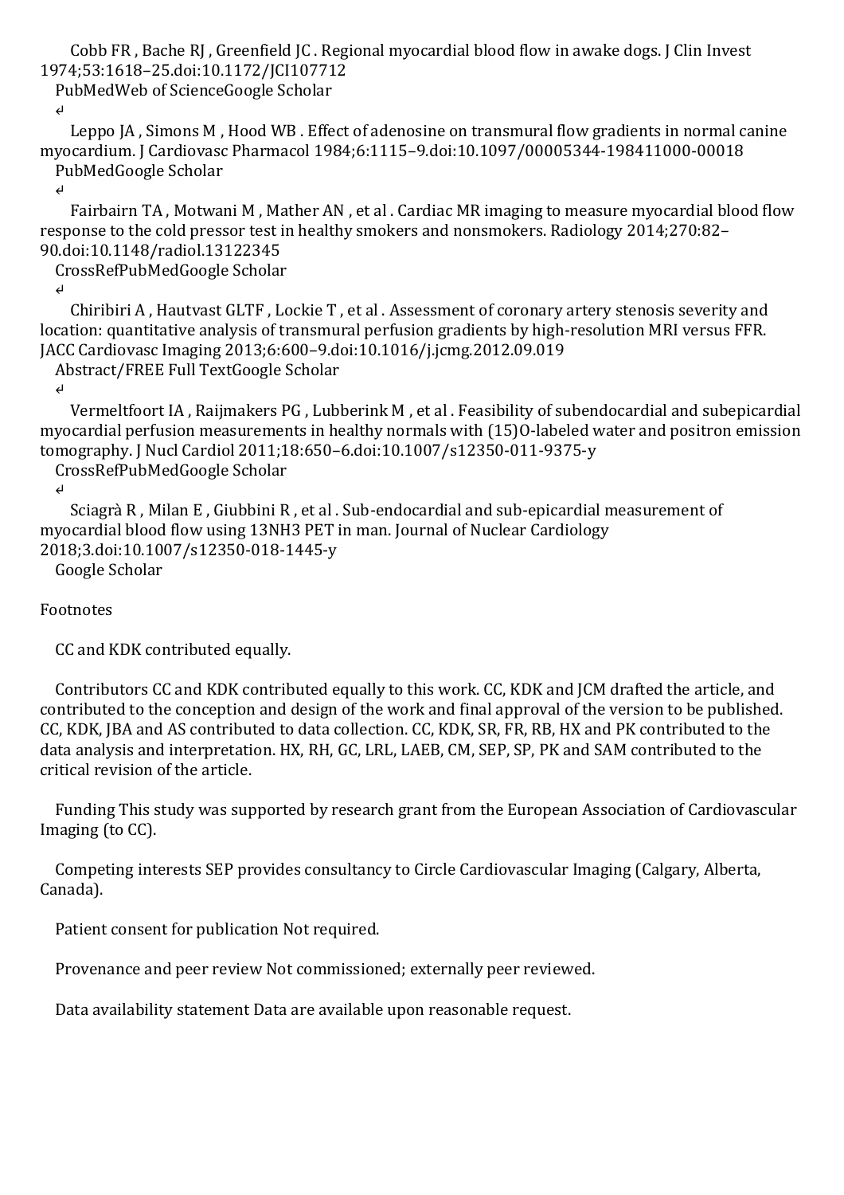Cobb FR , Bache RJ , Greenfield JC . Regional myocardial blood flow in awake dogs. J Clin Invest 1974;53:1618–25.doi:10.1172/JCI107712
PubMedWeb of ScienceGoogle Scholar
↵

Leppo JA , Simons M , Hood WB . Effect of adenosine on transmural flow gradients in normal canine myocardium. J Cardiovasc Pharmacol 1984;6:1115–9.doi:10.1097/00005344-198411000-00018
PubMedGoogle Scholar
↵

Fairbairn TA , Motwani M , Mather AN , et al . Cardiac MR imaging to measure myocardial blood flow response to the cold pressor test in healthy smokers and nonsmokers. Radiology 2014;270:82–90.doi:10.1148/radiol.13122345
CrossRefPubMedGoogle Scholar
↵

Chiribiri A , Hautvast GLTF , Lockie T , et al . Assessment of coronary artery stenosis severity and location: quantitative analysis of transmural perfusion gradients by high-resolution MRI versus FFR. JACC Cardiovasc Imaging 2013;6:600–9.doi:10.1016/j.jcmg.2012.09.019
Abstract/FREE Full TextGoogle Scholar
↵

Vermeltfoort IA , Raijmakers PG , Lubberink M , et al . Feasibility of subendocardial and subepicardial myocardial perfusion measurements in healthy normals with (15)O-labeled water and positron emission tomography. J Nucl Cardiol 2011;18:650–6.doi:10.1007/s12350-011-9375-y
CrossRefPubMedGoogle Scholar
↵

Sciagrà R , Milan E , Giubbini R , et al . Sub-endocardial and sub-epicardial measurement of myocardial blood flow using 13NH3 PET in man. Journal of Nuclear Cardiology 2018;3.doi:10.1007/s12350-018-1445-y
Google Scholar

Footnotes

CC and KDK contributed equally.

Contributors CC and KDK contributed equally to this work. CC, KDK and JCM drafted the article, and contributed to the conception and design of the work and final approval of the version to be published. CC, KDK, JBA and AS contributed to data collection. CC, KDK, SR, FR, RB, HX and PK contributed to the data analysis and interpretation. HX, RH, GC, LRL, LAEB, CM, SEP, SP, PK and SAM contributed to the critical revision of the article.

Funding This study was supported by research grant from the European Association of Cardiovascular Imaging (to CC).

Competing interests SEP provides consultancy to Circle Cardiovascular Imaging (Calgary, Alberta, Canada).

Patient consent for publication Not required.

Provenance and peer review Not commissioned; externally peer reviewed.

Data availability statement Data are available upon reasonable request.